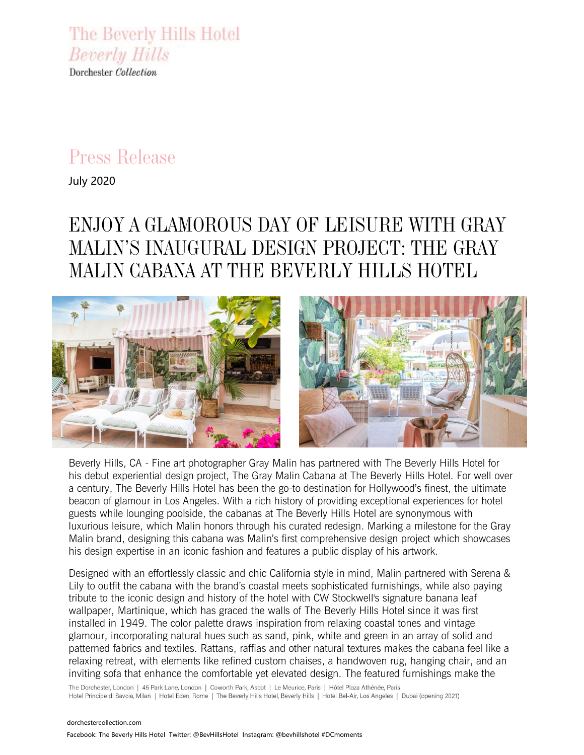The Beverly Hills Hotel
*Beverly Hills*
Dorchester *Collection*

# Press Release

July 2020

## ENJOY A GLAMOROUS DAY OF LEISURE WITH GRAY MALIN'S INAUGURAL DESIGN PROJECT: THE GRAY MALIN CABANA AT THE BEVERLY HILLS HOTEL

Beverly Hills, CA - Fine art photographer Gray Malin has partnered with The Beverly Hills Hotel for his debut experiential design project, The Gray Malin Cabana at The Beverly Hills Hotel. For well over a century, The Beverly Hills Hotel has been the go-to destination for Hollywood's finest, the ultimate beacon of glamour in Los Angeles. With a rich history of providing exceptional experiences for hotel guests while lounging poolside, the cabanas at The Beverly Hills Hotel are synonymous with luxurious leisure, which Malin honors through his curated redesign. Marking a milestone for the Gray Malin brand, designing this cabana was Malin's first comprehensive design project which showcases his design expertise in an iconic fashion and features a public display of his artwork.

Designed with an effortlessly classic and chic California style in mind, Malin partnered with Serena & Lily to outfit the cabana with the brand's coastal meets sophisticated furnishings, while also paying tribute to the iconic design and history of the hotel with CW Stockwell's signature banana leaf wallpaper, Martinique, which has graced the walls of The Beverly Hills Hotel since it was first installed in 1949. The color palette draws inspiration from relaxing coastal tones and vintage glamour, incorporating natural hues such as sand, pink, white and green in an array of solid and patterned fabrics and textiles. Rattans, raffias and other natural textures makes the cabana feel like a relaxing retreat, with elements like refined custom chaises, a handwoven rug, hanging chair, and an inviting sofa that enhance the comfortable yet elevated design. The featured furnishings make the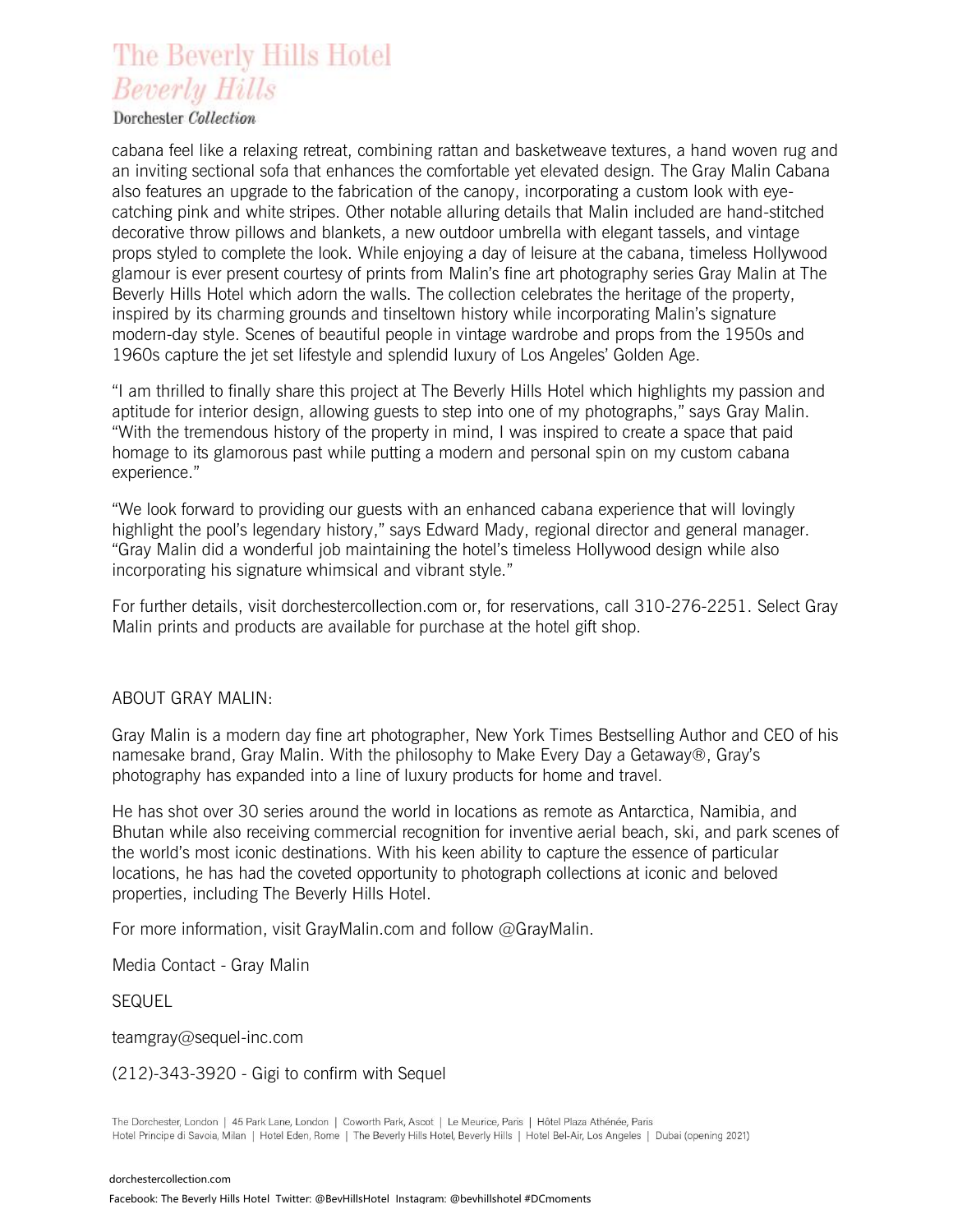cabana feel like a relaxing retreat, combining rattan and basketweave textures, a hand woven rug and an inviting sectional sofa that enhances the comfortable yet elevated design. The Gray Malin Cabana also features an upgrade to the fabrication of the canopy, incorporating a custom look with eye-catching pink and white stripes. Other notable alluring details that Malin included are hand-stitched decorative throw pillows and blankets, a new outdoor umbrella with elegant tassels, and vintage props styled to complete the look. While enjoying a day of leisure at the cabana, timeless Hollywood glamour is ever present courtesy of prints from Malin's fine art photography series Gray Malin at The Beverly Hills Hotel which adorn the walls. The collection celebrates the heritage of the property, inspired by its charming grounds and tinseltown history while incorporating Malin's signature modern-day style. Scenes of beautiful people in vintage wardrobe and props from the 1950s and 1960s capture the jet set lifestyle and splendid luxury of Los Angeles' Golden Age.

"I am thrilled to finally share this project at The Beverly Hills Hotel which highlights my passion and aptitude for interior design, allowing guests to step into one of my photographs," says Gray Malin. "With the tremendous history of the property in mind, I was inspired to create a space that paid homage to its glamorous past while putting a modern and personal spin on my custom cabana experience."

"We look forward to providing our guests with an enhanced cabana experience that will lovingly highlight the pool's legendary history," says Edward Mady, regional director and general manager. "Gray Malin did a wonderful job maintaining the hotel's timeless Hollywood design while also incorporating his signature whimsical and vibrant style."

For further details, visit dorchestercollection.com or, for reservations, call 310-276-2251. Select Gray Malin prints and products are available for purchase at the hotel gift shop.

ABOUT GRAY MALIN:

Gray Malin is a modern day fine art photographer, New York Times Bestselling Author and CEO of his namesake brand, Gray Malin. With the philosophy to Make Every Day a Getaway®, Gray's photography has expanded into a line of luxury products for home and travel.

He has shot over 30 series around the world in locations as remote as Antarctica, Namibia, and Bhutan while also receiving commercial recognition for inventive aerial beach, ski, and park scenes of the world's most iconic destinations. With his keen ability to capture the essence of particular locations, he has had the coveted opportunity to photograph collections at iconic and beloved properties, including The Beverly Hills Hotel.

For more information, visit GrayMalin.com and follow @GrayMalin.

Media Contact - Gray Malin

SEQUEL

teamgray@sequel-inc.com

(212)-343-3920 - Gigi to confirm with Sequel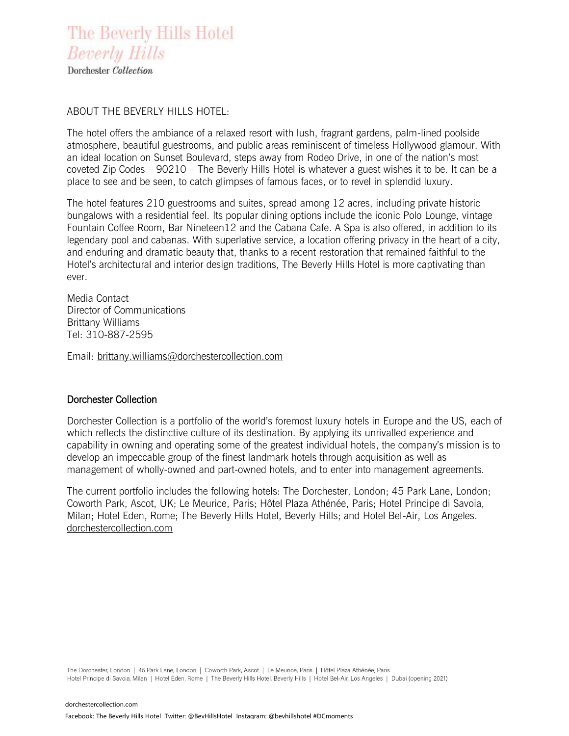ABOUT THE BEVERLY HILLS HOTEL:

The hotel offers the ambiance of a relaxed resort with lush, fragrant gardens, palm-lined poolside atmosphere, beautiful guestrooms, and public areas reminiscent of timeless Hollywood glamour. With an ideal location on Sunset Boulevard, steps away from Rodeo Drive, in one of the nation's most coveted Zip Codes – 90210 – The Beverly Hills Hotel is whatever a guest wishes it to be. It can be a place to see and be seen, to catch glimpses of famous faces, or to revel in splendid luxury.

The hotel features 210 guestrooms and suites, spread among 12 acres, including private historic bungalows with a residential feel. Its popular dining options include the iconic Polo Lounge, vintage Fountain Coffee Room, Bar Nineteen12 and the Cabana Cafe. A Spa is also offered, in addition to its legendary pool and cabanas. With superlative service, a location offering privacy in the heart of a city, and enduring and dramatic beauty that, thanks to a recent restoration that remained faithful to the Hotel's architectural and interior design traditions, The Beverly Hills Hotel is more captivating than ever.

Media Contact
Director of Communications
Brittany Williams
Tel: 310-887-2595

Email: brittany.williams@dorchestercollection.com

## Dorchester Collection

Dorchester Collection is a portfolio of the world's foremost luxury hotels in Europe and the US, each of which reflects the distinctive culture of its destination. By applying its unrivalled experience and capability in owning and operating some of the greatest individual hotels, the company's mission is to develop an impeccable group of the finest landmark hotels through acquisition as well as management of wholly-owned and part-owned hotels, and to enter into management agreements.

The current portfolio includes the following hotels: The Dorchester, London; 45 Park Lane, London; Coworth Park, Ascot, UK; Le Meurice, Paris; Hôtel Plaza Athénée, Paris; Hotel Principe di Savoia, Milan; Hotel Eden, Rome; The Beverly Hills Hotel, Beverly Hills; and Hotel Bel-Air, Los Angeles.
dorchestercollection.com